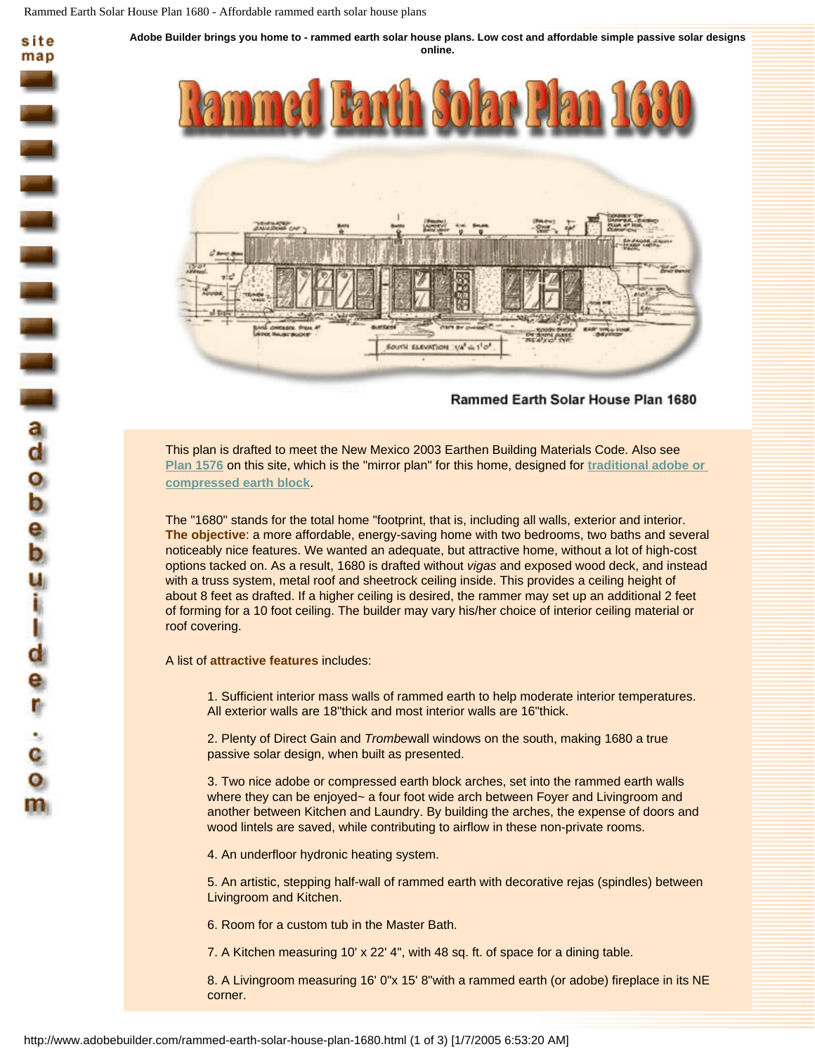**Adobe Builder brings you home to - rammed earth solar house plans. Low cost and affordable simple passive solar designs online.**

# Rammed Earth Solar Plan 1680

Rammed Earth Solar House Plan 1680

This plan is drafted to meet the New Mexico 2003 Earthen Building Materials Code. Also see [Plan 1576](#) on this site, which is the "mirror plan" for this home, designed for [traditional adobe or compressed earth block](#).

The "1680" stands for the total home "footprint, that is, including all walls, exterior and interior. **The objective**: a more affordable, energy-saving home with two bedrooms, two baths and several noticeably nice features. We wanted an adequate, but attractive home, without a lot of high-cost options tacked on. As a result, 1680 is drafted without *vigas* and exposed wood deck, and instead with a truss system, metal roof and sheetrock ceiling inside. This provides a ceiling height of about 8 feet as drafted. If a higher ceiling is desired, the rammer may set up an additional 2 feet of forming for a 10 foot ceiling. The builder may vary his/her choice of interior ceiling material or roof covering.

A list of **attractive features** includes:

1. Sufficient interior mass walls of rammed earth to help moderate interior temperatures. All exterior walls are 18"thick and most interior walls are 16"thick.

2. Plenty of Direct Gain and *Trombe*wall windows on the south, making 1680 a true passive solar design, when built as presented.

3. Two nice adobe or compressed earth block arches, set into the rammed earth walls where they can be enjoyed~ a four foot wide arch between Foyer and Livingroom and another between Kitchen and Laundry. By building the arches, the expense of doors and wood lintels are saved, while contributing to airflow in these non-private rooms.

4. An underfloor hydronic heating system.

5. An artistic, stepping half-wall of rammed earth with decorative rejas (spindles) between Livingroom and Kitchen.

6. Room for a custom tub in the Master Bath.

7. A Kitchen measuring 10' x 22' 4", with 48 sq. ft. of space for a dining table.

8. A Livingroom measuring 16' 0"x 15' 8"with a rammed earth (or adobe) fireplace in its NE corner.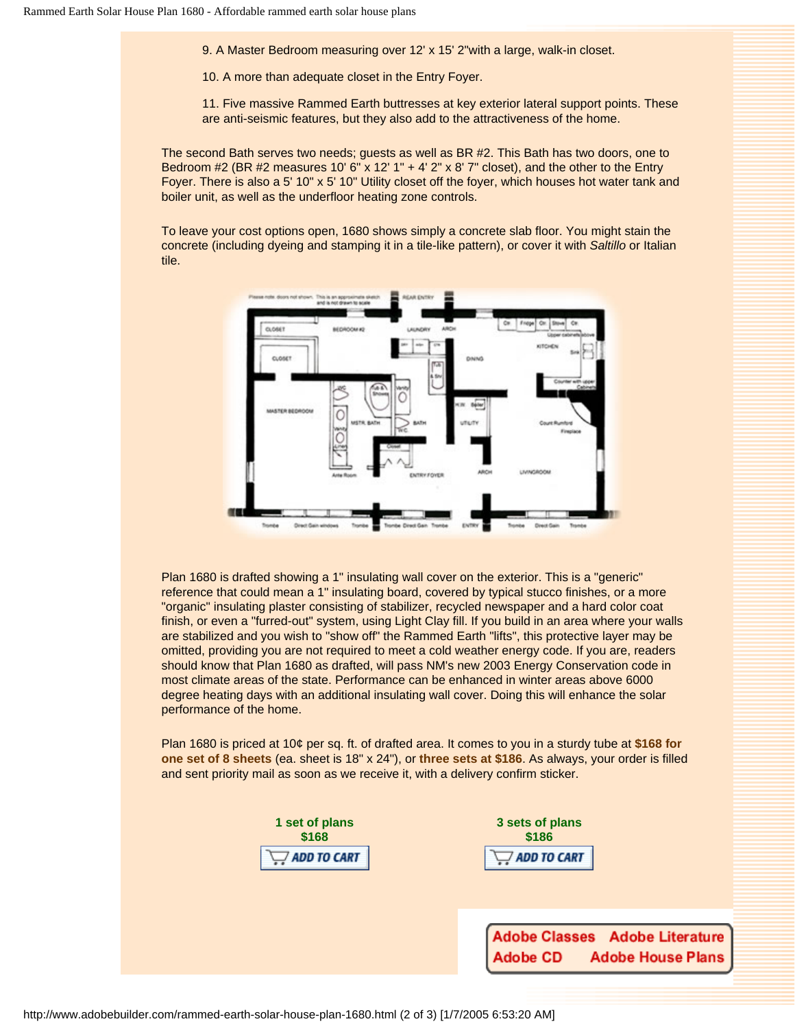9. A Master Bedroom measuring over 12' x 15' 2"with a large, walk-in closet.

10. A more than adequate closet in the Entry Foyer.

11. Five massive Rammed Earth buttresses at key exterior lateral support points. These are anti-seismic features, but they also add to the attractiveness of the home.

The second Bath serves two needs; guests as well as BR #2. This Bath has two doors, one to Bedroom #2 (BR #2 measures 10' 6" x 12' 1" + 4' 2" x 8' 7" closet), and the other to the Entry Foyer. There is also a 5' 10" x 5' 10" Utility closet off the foyer, which houses hot water tank and boiler unit, as well as the underfloor heating zone controls.

To leave your cost options open, 1680 shows simply a concrete slab floor. You might stain the concrete (including dyeing and stamping it in a tile-like pattern), or cover it with *Saltillo* or Italian tile.

Plan 1680 is drafted showing a 1" insulating wall cover on the exterior. This is a "generic" reference that could mean a 1" insulating board, covered by typical stucco finishes, or a more "organic" insulating plaster consisting of stabilizer, recycled newspaper and a hard color coat finish, or even a "furred-out" system, using Light Clay fill. If you build in an area where your walls are stabilized and you wish to "show off" the Rammed Earth "lifts", this protective layer may be omitted, providing you are not required to meet a cold weather energy code. If you are, readers should know that Plan 1680 as drafted, will pass NM's new 2003 Energy Conservation code in most climate areas of the state. Performance can be enhanced in winter areas above 6000 degree heating days with an additional insulating wall cover. Doing this will enhance the solar performance of the home.

Plan 1680 is priced at 10¢ per sq. ft. of drafted area. It comes to you in a sturdy tube at **$168 for one set of 8 sheets** (ea. sheet is 18" x 24"), or **three sets at $186**. As always, your order is filled and sent priority mail as soon as we receive it, with a delivery confirm sticker.

**1 set of plans**
**$168**
ADD TO CART

**3 sets of plans**
**$186**
ADD TO CART

Adobe Classes | Adobe Literature | Adobe CD | Adobe House Plans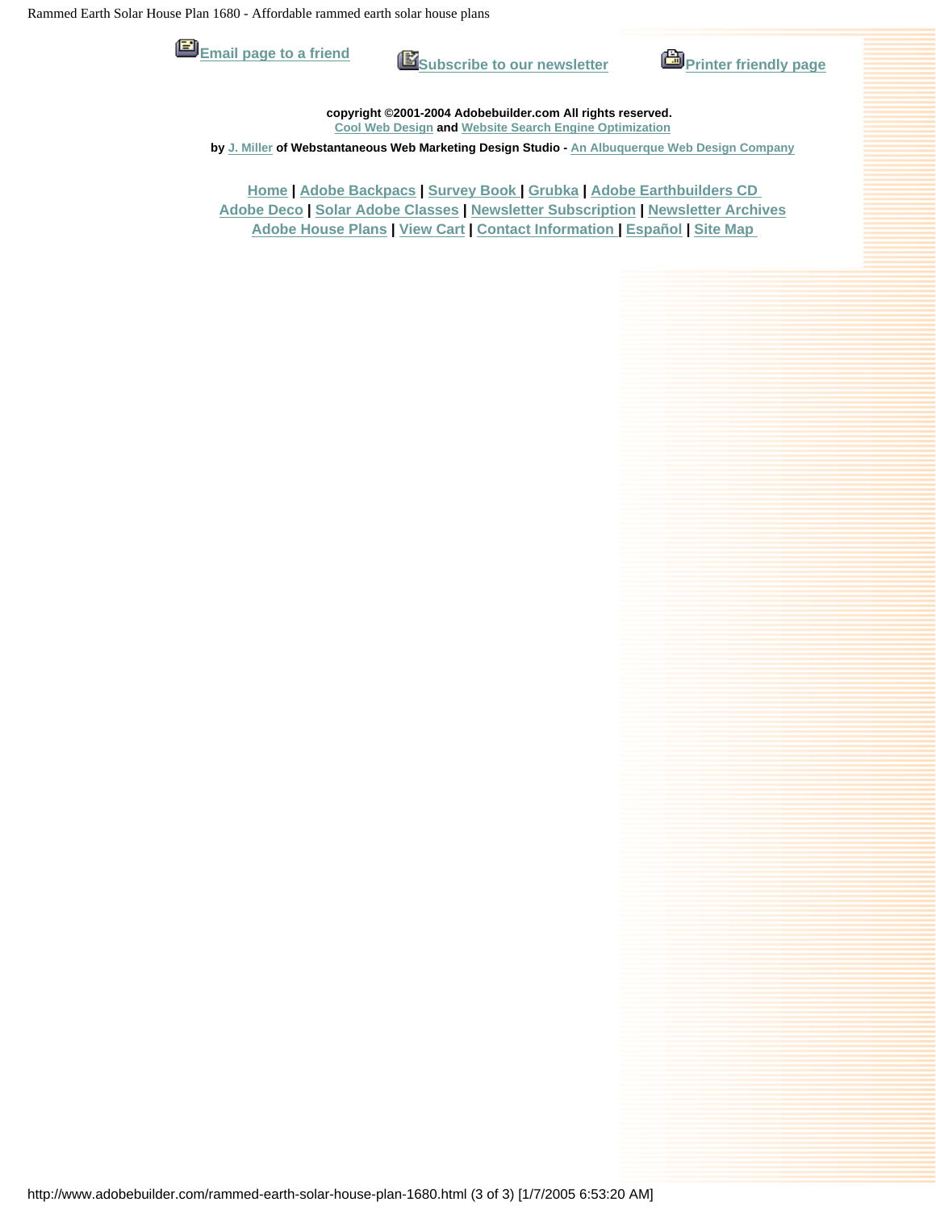Email page to a friend | Subscribe to our newsletter | Printer friendly page

**copyright ©2001-2004 Adobebuilder.com All rights reserved.**
**Cool Web Design and Website Search Engine Optimization**

**by J. Miller of Webstantaneous Web Marketing Design Studio - An Albuquerque Web Design Company**

**Home | Adobe Backpacs | Survey Book | Grubka | Adobe Earthbuilders CD**
**Adobe Deco | Solar Adobe Classes | Newsletter Subscription | Newsletter Archives**
**Adobe House Plans | View Cart | Contact Information | Español | Site Map**